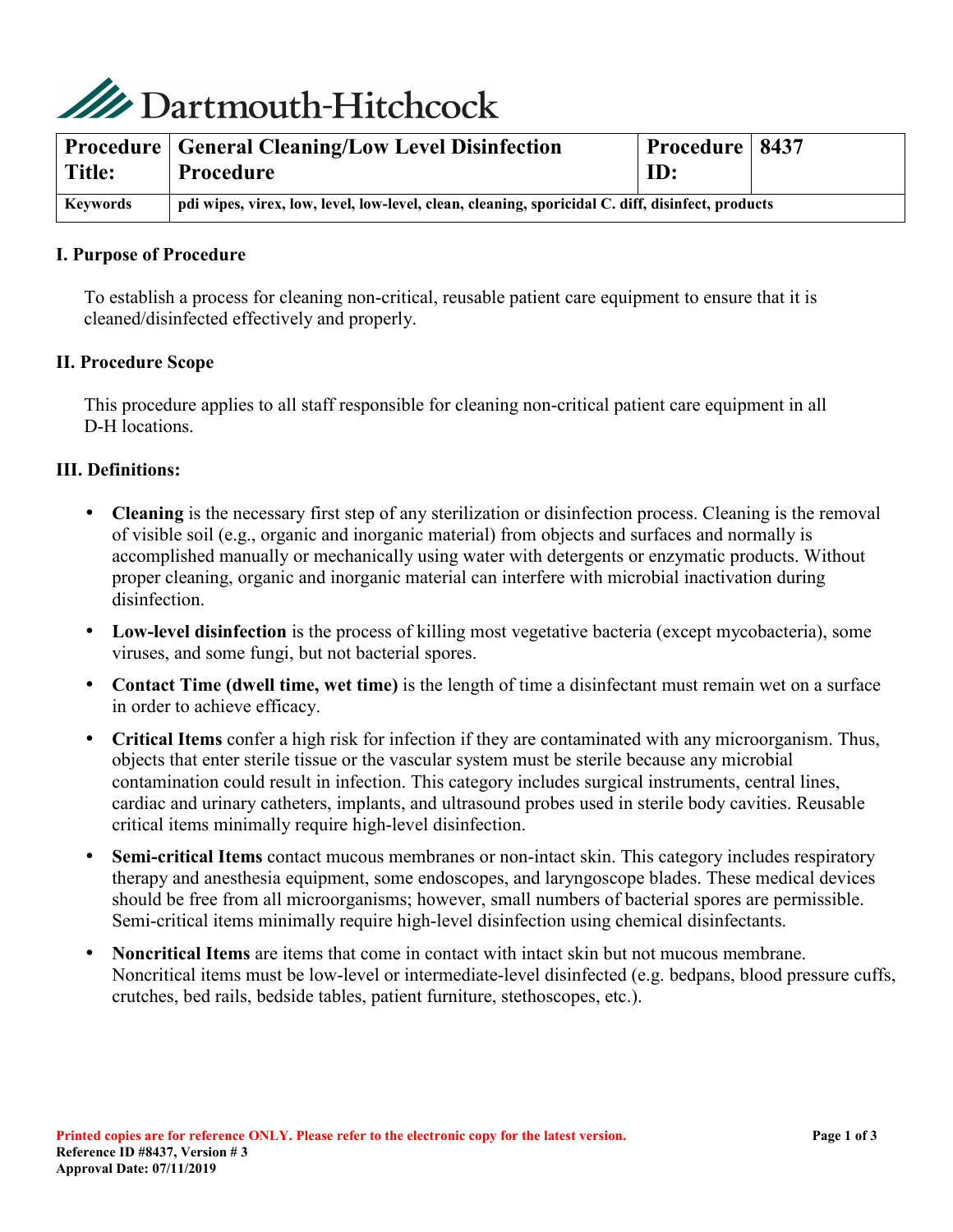Dartmouth-Hitchcock

| Procedure Title: | General Cleaning/Low Level Disinfection Procedure | Procedure ID: | 8437 |
|---|---|---|---|
| Keywords | pdi wipes, virex, low, level, low-level, clean, cleaning, sporicidal C. diff, disinfect, products | | |

## I. Purpose of Procedure

To establish a process for cleaning non-critical, reusable patient care equipment to ensure that it is cleaned/disinfected effectively and properly.

## II. Procedure Scope

This procedure applies to all staff responsible for cleaning non-critical patient care equipment in all D-H locations.

## III. Definitions:

- **Cleaning** is the necessary first step of any sterilization or disinfection process. Cleaning is the removal of visible soil (e.g., organic and inorganic material) from objects and surfaces and normally is accomplished manually or mechanically using water with detergents or enzymatic products. Without proper cleaning, organic and inorganic material can interfere with microbial inactivation during disinfection.
- **Low-level disinfection** is the process of killing most vegetative bacteria (except mycobacteria), some viruses, and some fungi, but not bacterial spores.
- **Contact Time (dwell time, wet time)** is the length of time a disinfectant must remain wet on a surface in order to achieve efficacy.
- **Critical Items** confer a high risk for infection if they are contaminated with any microorganism. Thus, objects that enter sterile tissue or the vascular system must be sterile because any microbial contamination could result in infection. This category includes surgical instruments, central lines, cardiac and urinary catheters, implants, and ultrasound probes used in sterile body cavities. Reusable critical items minimally require high-level disinfection.
- **Semi-critical Items** contact mucous membranes or non-intact skin. This category includes respiratory therapy and anesthesia equipment, some endoscopes, and laryngoscope blades. These medical devices should be free from all microorganisms; however, small numbers of bacterial spores are permissible. Semi-critical items minimally require high-level disinfection using chemical disinfectants.
- **Noncritical Items** are items that come in contact with intact skin but not mucous membrane. Noncritical items must be low-level or intermediate-level disinfected (e.g. bedpans, blood pressure cuffs, crutches, bed rails, bedside tables, patient furniture, stethoscopes, etc.).

Printed copies are for reference ONLY. Please refer to the electronic copy for the latest version.
Reference ID #8437, Version # 3
Approval Date: 07/11/2019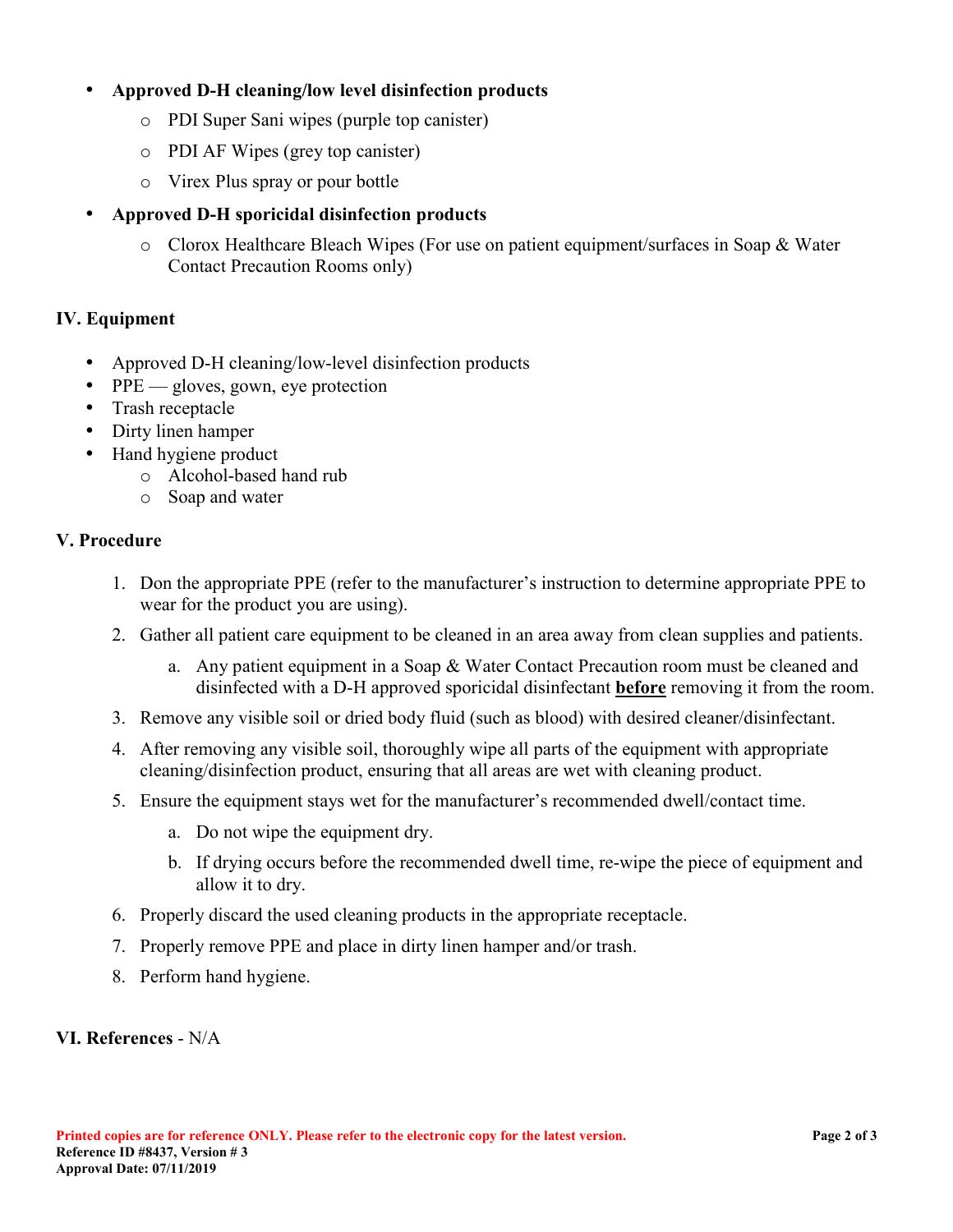- **Approved D-H cleaning/low level disinfection products**
  - PDI Super Sani wipes (purple top canister)
  - PDI AF Wipes (grey top canister)
  - Virex Plus spray or pour bottle
- **Approved D-H sporicidal disinfection products**
  - Clorox Healthcare Bleach Wipes (For use on patient equipment/surfaces in Soap & Water Contact Precaution Rooms only)

## IV. Equipment

- Approved D-H cleaning/low-level disinfection products
- PPE — gloves, gown, eye protection
- Trash receptacle
- Dirty linen hamper
- Hand hygiene product
  - Alcohol-based hand rub
  - Soap and water

## V. Procedure

1. Don the appropriate PPE (refer to the manufacturer's instruction to determine appropriate PPE to wear for the product you are using).
2. Gather all patient care equipment to be cleaned in an area away from clean supplies and patients.
   a. Any patient equipment in a Soap & Water Contact Precaution room must be cleaned and disinfected with a D-H approved sporicidal disinfectant **before** removing it from the room.
3. Remove any visible soil or dried body fluid (such as blood) with desired cleaner/disinfectant.
4. After removing any visible soil, thoroughly wipe all parts of the equipment with appropriate cleaning/disinfection product, ensuring that all areas are wet with cleaning product.
5. Ensure the equipment stays wet for the manufacturer's recommended dwell/contact time.
   a. Do not wipe the equipment dry.
   b. If drying occurs before the recommended dwell time, re-wipe the piece of equipment and allow it to dry.
6. Properly discard the used cleaning products in the appropriate receptacle.
7. Properly remove PPE and place in dirty linen hamper and/or trash.
8. Perform hand hygiene.

## VI. References - N/A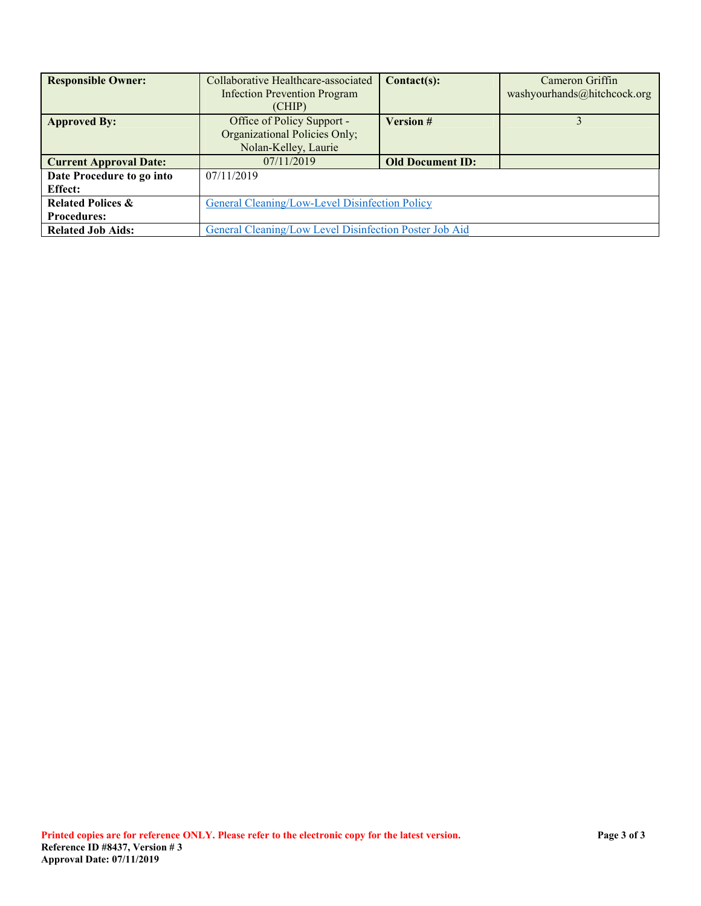| | | | |
|---|---|---|---|
| **Responsible Owner:** | Collaborative Healthcare-associated Infection Prevention Program (CHIP) | **Contact(s):** | Cameron Griffin washyourhands@hitchcock.org |
| **Approved By:** | Office of Policy Support - Organizational Policies Only; Nolan-Kelley, Laurie | **Version #** | 3 |
| **Current Approval Date:** | 07/11/2019 | **Old Document ID:** | |
| **Date Procedure to go into Effect:** | 07/11/2019 | | |
| **Related Polices & Procedures:** | General Cleaning/Low-Level Disinfection Policy | | |
| **Related Job Aids:** | General Cleaning/Low Level Disinfection Poster Job Aid | | |

**Printed copies are for reference ONLY. Please refer to the electronic copy for the latest version.**
**Reference ID #8437, Version # 3**
**Approval Date: 07/11/2019**